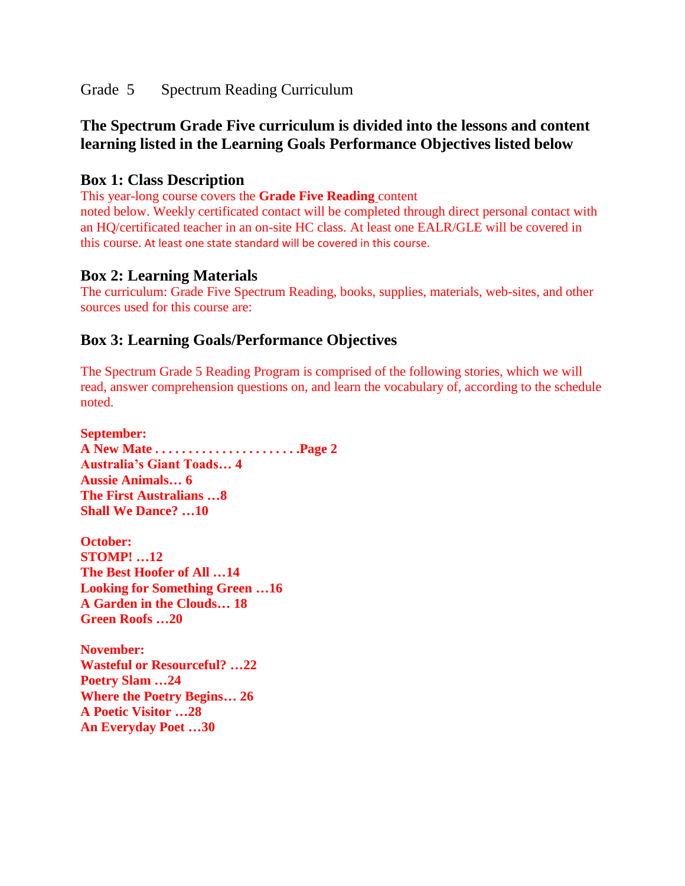Grade 5 Spectrum Reading Curriculum

## The Spectrum Grade Five curriculum is divided into the lessons and content learning listed in the Learning Goals Performance Objectives listed below

### Box 1: Class Description

This year-long course covers the **Grade Five Reading** content noted below. Weekly certificated contact will be completed through direct personal contact with an HQ/certificated teacher in an on-site HC class. At least one EALR/GLE will be covered in this course. At least one state standard will be covered in this course.

### Box 2: Learning Materials

The curriculum: Grade Five Spectrum Reading, books, supplies, materials, web-sites, and other sources used for this course are:

### Box 3: Learning Goals/Performance Objectives

The Spectrum Grade 5 Reading Program is comprised of the following stories, which we will read, answer comprehension questions on, and learn the vocabulary of, according to the schedule noted.

**September:**
**A New Mate . . . . . . . . . . . . . . . . . . . . . .Page 2**
**Australia's Giant Toads… 4**
**Aussie Animals… 6**
**The First Australians …8**
**Shall We Dance? …10**

**October:**
**STOMP! …12**
**The Best Hoofer of All …14**
**Looking for Something Green …16**
**A Garden in the Clouds… 18**
**Green Roofs …20**

**November:**
**Wasteful or Resourceful? …22**
**Poetry Slam …24**
**Where the Poetry Begins… 26**
**A Poetic Visitor …28**
**An Everyday Poet …30**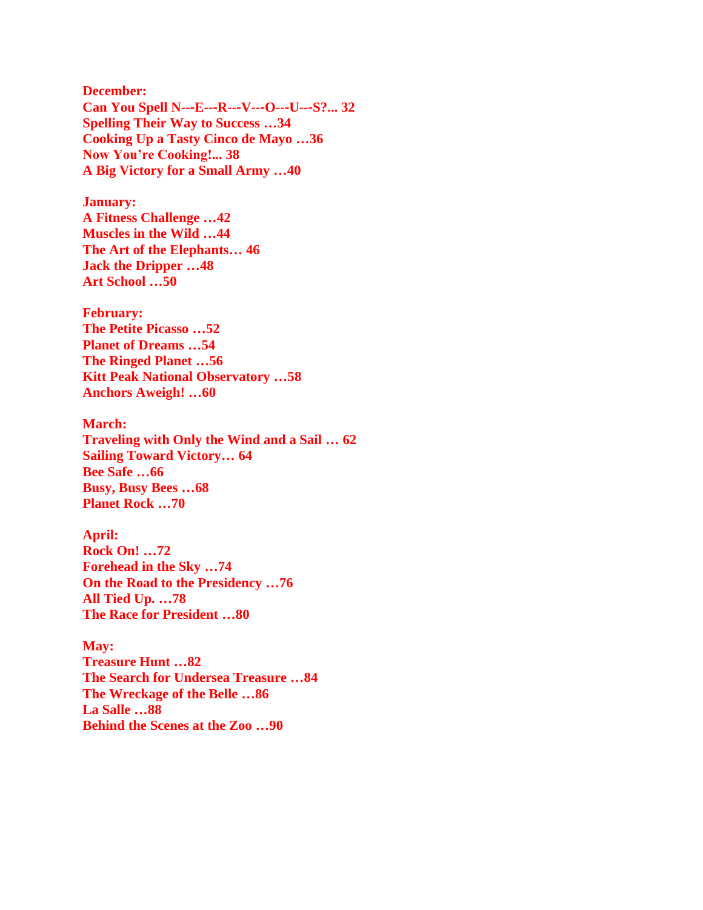**December:**
**Can You Spell N---E---R---V---O---U---S?... 32**
**Spelling Their Way to Success …34**
**Cooking Up a Tasty Cinco de Mayo …36**
**Now You're Cooking!... 38**
**A Big Victory for a Small Army …40**

**January:**
**A Fitness Challenge …42**
**Muscles in the Wild …44**
**The Art of the Elephants… 46**
**Jack the Dripper …48**
**Art School …50**

**February:**
**The Petite Picasso …52**
**Planet of Dreams …54**
**The Ringed Planet …56**
**Kitt Peak National Observatory …58**
**Anchors Aweigh! …60**

**March:**
**Traveling with Only the Wind and a Sail … 62**
**Sailing Toward Victory… 64**
**Bee Safe …66**
**Busy, Busy Bees …68**
**Planet Rock …70**

**April:**
**Rock On! …72**
**Forehead in the Sky …74**
**On the Road to the Presidency …76**
**All Tied Up. …78**
**The Race for President …80**

**May:**
**Treasure Hunt …82**
**The Search for Undersea Treasure …84**
**The Wreckage of the Belle …86**
**La Salle …88**
**Behind the Scenes at the Zoo …90**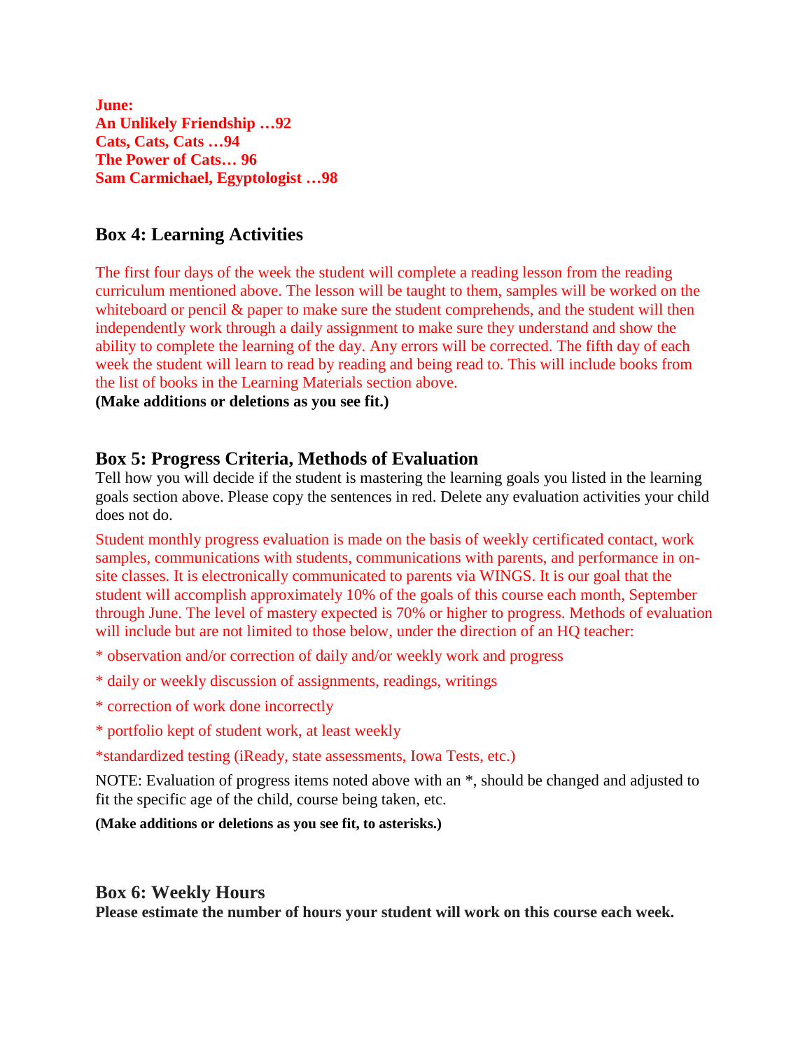**June:**
**An Unlikely Friendship …92**
**Cats, Cats, Cats …94**
**The Power of Cats… 96**
**Sam Carmichael, Egyptologist …98**

## Box 4: Learning Activities

The first four days of the week the student will complete a reading lesson from the reading curriculum mentioned above. The lesson will be taught to them, samples will be worked on the whiteboard or pencil & paper to make sure the student comprehends, and the student will then independently work through a daily assignment to make sure they understand and show the ability to complete the learning of the day. Any errors will be corrected. The fifth day of each week the student will learn to read by reading and being read to. This will include books from the list of books in the Learning Materials section above.

**(Make additions or deletions as you see fit.)**

## Box 5: Progress Criteria, Methods of Evaluation

Tell how you will decide if the student is mastering the learning goals you listed in the learning goals section above. Please copy the sentences in red. Delete any evaluation activities your child does not do.

Student monthly progress evaluation is made on the basis of weekly certificated contact, work samples, communications with students, communications with parents, and performance in on-site classes. It is electronically communicated to parents via WINGS. It is our goal that the student will accomplish approximately 10% of the goals of this course each month, September through June. The level of mastery expected is 70% or higher to progress. Methods of evaluation will include but are not limited to those below, under the direction of an HQ teacher:

* observation and/or correction of daily and/or weekly work and progress

* daily or weekly discussion of assignments, readings, writings

* correction of work done incorrectly

* portfolio kept of student work, at least weekly

*standardized testing (iReady, state assessments, Iowa Tests, etc.)

NOTE: Evaluation of progress items noted above with an *, should be changed and adjusted to fit the specific age of the child, course being taken, etc.

**(Make additions or deletions as you see fit, to asterisks.)**

## Box 6: Weekly Hours

**Please estimate the number of hours your student will work on this course each week.**